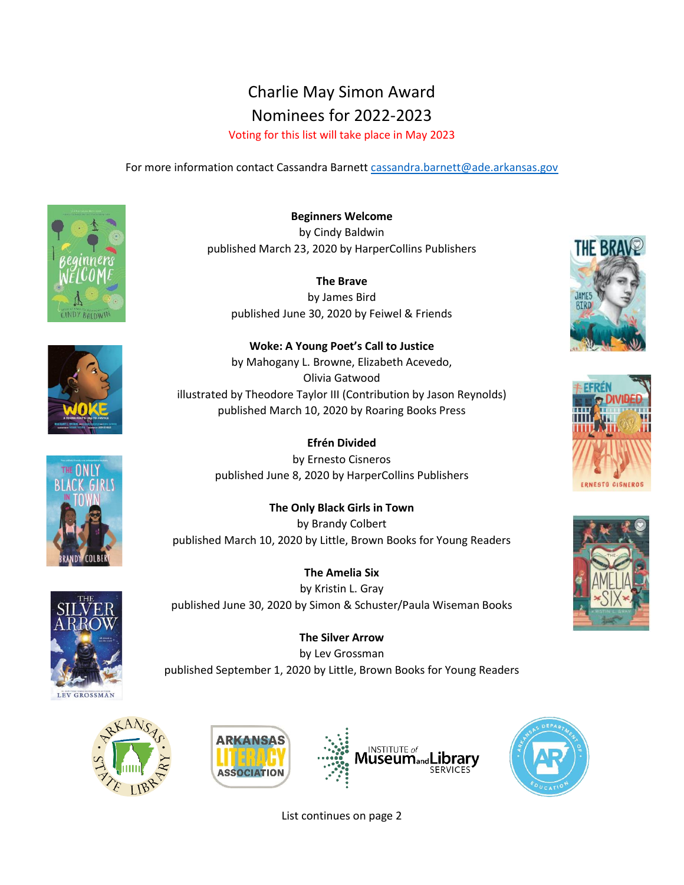# Charlie May Simon Award
## Nominees for 2022-2023

Voting for this list will take place in May 2023

For more information contact Cassandra Barnett cassandra.barnett@ade.arkansas.gov

**Beginners Welcome**
by Cindy Baldwin
published March 23, 2020 by HarperCollins Publishers

**The Brave**
by James Bird
published June 30, 2020 by Feiwel & Friends

**Woke: A Young Poet's Call to Justice**
by Mahogany L. Browne, Elizabeth Acevedo, Olivia Gatwood
illustrated by Theodore Taylor III (Contribution by Jason Reynolds)
published March 10, 2020 by Roaring Books Press

**Efrén Divided**
by Ernesto Cisneros
published June 8, 2020 by HarperCollins Publishers

**The Only Black Girls in Town**
by Brandy Colbert
published March 10, 2020 by Little, Brown Books for Young Readers

**The Amelia Six**
by Kristin L. Gray
published June 30, 2020 by Simon & Schuster/Paula Wiseman Books

**The Silver Arrow**
by Lev Grossman
published September 1, 2020 by Little, Brown Books for Young Readers

List continues on page 2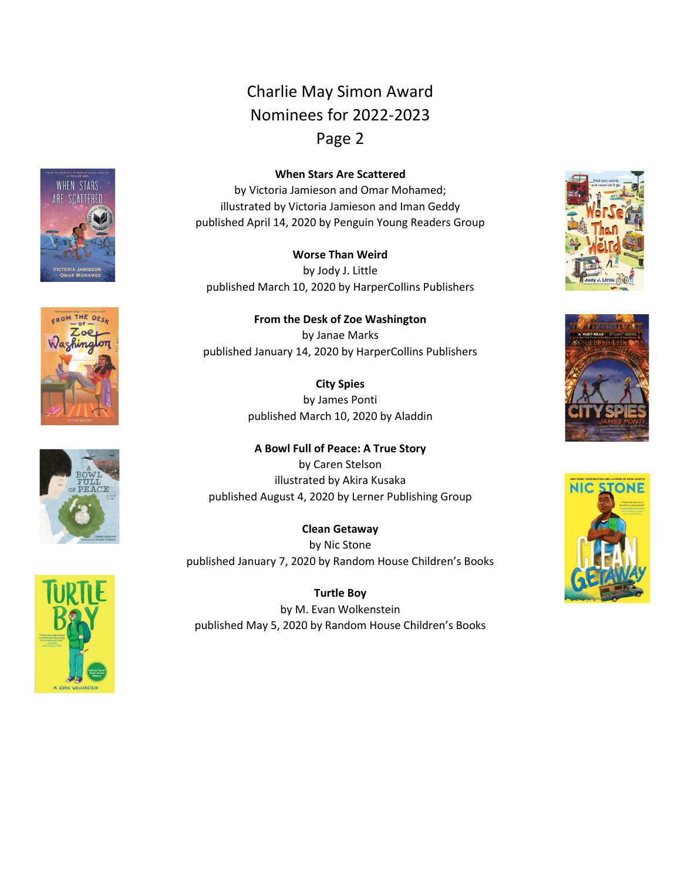# Charlie May Simon Award Nominees for 2022-2023 Page 2

**When Stars Are Scattered**
by Victoria Jamieson and Omar Mohamed;
illustrated by Victoria Jamieson and Iman Geddy
published April 14, 2020 by Penguin Young Readers Group

**Worse Than Weird**
by Jody J. Little
published March 10, 2020 by HarperCollins Publishers

**From the Desk of Zoe Washington**
by Janae Marks
published January 14, 2020 by HarperCollins Publishers

**City Spies**
by James Ponti
published March 10, 2020 by Aladdin

**A Bowl Full of Peace: A True Story**
by Caren Stelson
illustrated by Akira Kusaka
published August 4, 2020 by Lerner Publishing Group

**Clean Getaway**
by Nic Stone
published January 7, 2020 by Random House Children's Books

**Turtle Boy**
by M. Evan Wolkenstein
published May 5, 2020 by Random House Children's Books